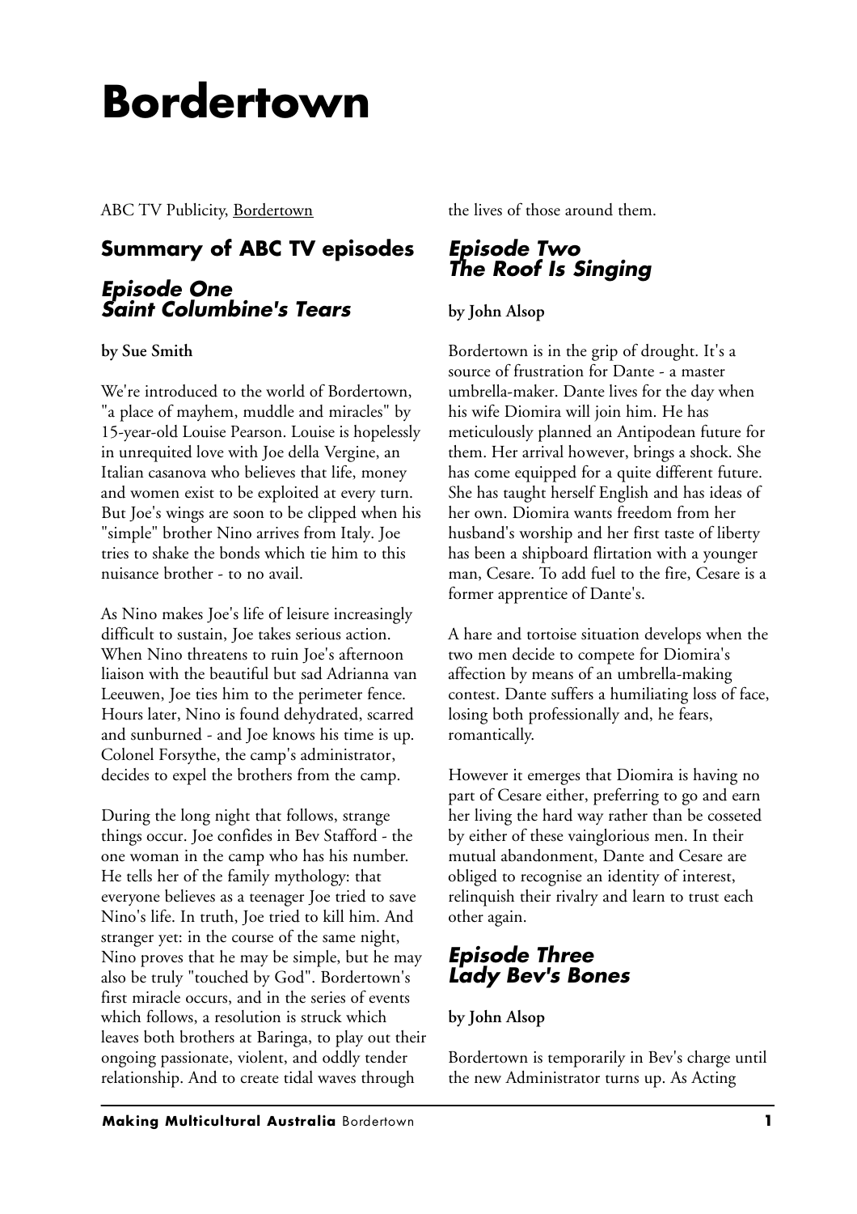# Bordertown

ABC TV Publicity, Bordertown

## Summary of ABC TV episodes

### *Episode One Saint Columbine's Tears*

**by Sue Smith**

We're introduced to the world of Bordertown, "a place of mayhem, muddle and miracles" by 15-year-old Louise Pearson. Louise is hopelessly in unrequited love with Joe della Vergine, an Italian casanova who believes that life, money and women exist to be exploited at every turn. But Joe's wings are soon to be clipped when his "simple" brother Nino arrives from Italy. Joe tries to shake the bonds which tie him to this nuisance brother - to no avail.

As Nino makes Joe's life of leisure increasingly difficult to sustain, Joe takes serious action. When Nino threatens to ruin Joe's afternoon liaison with the beautiful but sad Adrianna van Leeuwen, Joe ties him to the perimeter fence. Hours later, Nino is found dehydrated, scarred and sunburned - and Joe knows his time is up. Colonel Forsythe, the camp's administrator, decides to expel the brothers from the camp.

During the long night that follows, strange things occur. Joe confides in Bev Stafford - the one woman in the camp who has his number. He tells her of the family mythology: that everyone believes as a teenager Joe tried to save Nino's life. In truth, Joe tried to kill him. And stranger yet: in the course of the same night, Nino proves that he may be simple, but he may also be truly "touched by God". Bordertown's first miracle occurs, and in the series of events which follows, a resolution is struck which leaves both brothers at Baringa, to play out their ongoing passionate, violent, and oddly tender relationship. And to create tidal waves through the lives of those around them.

### *Episode Two The Roof Is Singing*

**by John Alsop**

Bordertown is in the grip of drought. It's a source of frustration for Dante - a master umbrella-maker. Dante lives for the day when his wife Diomira will join him. He has meticulously planned an Antipodean future for them. Her arrival however, brings a shock. She has come equipped for a quite different future. She has taught herself English and has ideas of her own. Diomira wants freedom from her husband's worship and her first taste of liberty has been a shipboard flirtation with a younger man, Cesare. To add fuel to the fire, Cesare is a former apprentice of Dante's.

A hare and tortoise situation develops when the two men decide to compete for Diomira's affection by means of an umbrella-making contest. Dante suffers a humiliating loss of face, losing both professionally and, he fears, romantically.

However it emerges that Diomira is having no part of Cesare either, preferring to go and earn her living the hard way rather than be cosseted by either of these vainglorious men. In their mutual abandonment, Dante and Cesare are obliged to recognise an identity of interest, relinquish their rivalry and learn to trust each other again.

### *Episode Three Lady Bev's Bones*

**by John Alsop**

Bordertown is temporarily in Bev's charge until the new Administrator turns up. As Acting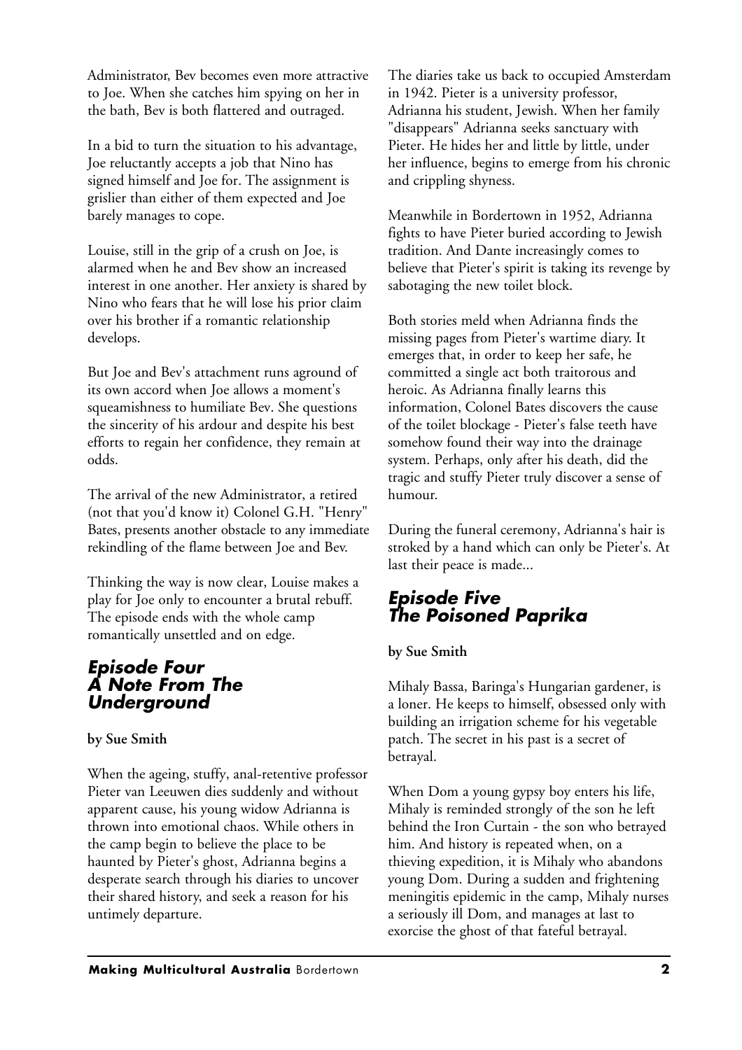Administrator, Bev becomes even more attractive to Joe. When she catches him spying on her in the bath, Bev is both flattered and outraged.

In a bid to turn the situation to his advantage, Joe reluctantly accepts a job that Nino has signed himself and Joe for. The assignment is grislier than either of them expected and Joe barely manages to cope.

Louise, still in the grip of a crush on Joe, is alarmed when he and Bev show an increased interest in one another. Her anxiety is shared by Nino who fears that he will lose his prior claim over his brother if a romantic relationship develops.

But Joe and Bev's attachment runs aground of its own accord when Joe allows a moment's squeamishness to humiliate Bev. She questions the sincerity of his ardour and despite his best efforts to regain her confidence, they remain at odds.

The arrival of the new Administrator, a retired (not that you'd know it) Colonel G.H. "Henry" Bates, presents another obstacle to any immediate rekindling of the flame between Joe and Bev.

Thinking the way is now clear, Louise makes a play for Joe only to encounter a brutal rebuff. The episode ends with the whole camp romantically unsettled and on edge.

## *Episode Four A Note From The Underground*

**by Sue Smith**

When the ageing, stuffy, anal-retentive professor Pieter van Leeuwen dies suddenly and without apparent cause, his young widow Adrianna is thrown into emotional chaos. While others in the camp begin to believe the place to be haunted by Pieter's ghost, Adrianna begins a desperate search through his diaries to uncover their shared history, and seek a reason for his untimely departure.

The diaries take us back to occupied Amsterdam in 1942. Pieter is a university professor, Adrianna his student, Jewish. When her family "disappears" Adrianna seeks sanctuary with Pieter. He hides her and little by little, under her influence, begins to emerge from his chronic and crippling shyness.

Meanwhile in Bordertown in 1952, Adrianna fights to have Pieter buried according to Jewish tradition. And Dante increasingly comes to believe that Pieter's spirit is taking its revenge by sabotaging the new toilet block.

Both stories meld when Adrianna finds the missing pages from Pieter's wartime diary. It emerges that, in order to keep her safe, he committed a single act both traitorous and heroic. As Adrianna finally learns this information, Colonel Bates discovers the cause of the toilet blockage - Pieter's false teeth have somehow found their way into the drainage system. Perhaps, only after his death, did the tragic and stuffy Pieter truly discover a sense of humour.

During the funeral ceremony, Adrianna's hair is stroked by a hand which can only be Pieter's. At last their peace is made...

## *Episode Five The Poisoned Paprika*

**by Sue Smith**

Mihaly Bassa, Baringa's Hungarian gardener, is a loner. He keeps to himself, obsessed only with building an irrigation scheme for his vegetable patch. The secret in his past is a secret of betrayal.

When Dom a young gypsy boy enters his life, Mihaly is reminded strongly of the son he left behind the Iron Curtain - the son who betrayed him. And history is repeated when, on a thieving expedition, it is Mihaly who abandons young Dom. During a sudden and frightening meningitis epidemic in the camp, Mihaly nurses a seriously ill Dom, and manages at last to exorcise the ghost of that fateful betrayal.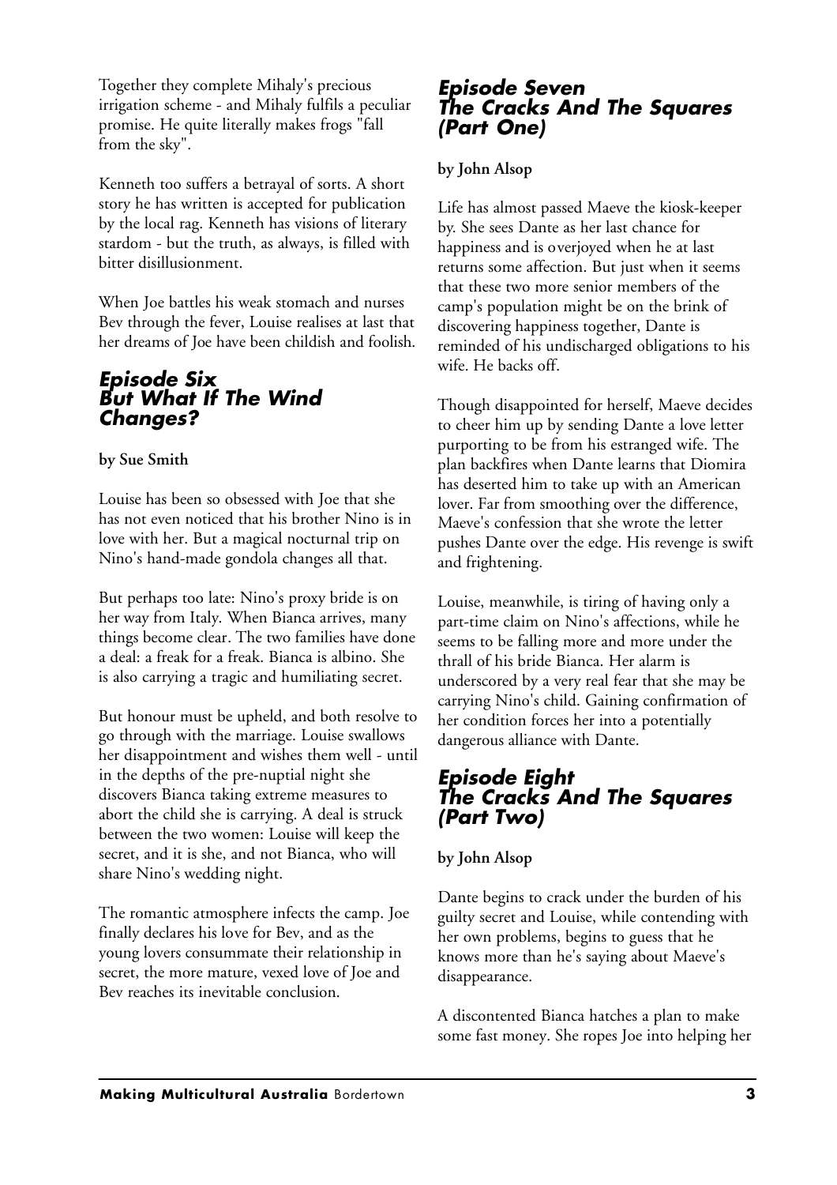Together they complete Mihaly's precious irrigation scheme - and Mihaly fulfils a peculiar promise. He quite literally makes frogs "fall from the sky".

Kenneth too suffers a betrayal of sorts. A short story he has written is accepted for publication by the local rag. Kenneth has visions of literary stardom - but the truth, as always, is filled with bitter disillusionment.

When Joe battles his weak stomach and nurses Bev through the fever, Louise realises at last that her dreams of Joe have been childish and foolish.

## Episode Six But What If The Wind Changes?

**by Sue Smith**

Louise has been so obsessed with Joe that she has not even noticed that his brother Nino is in love with her. But a magical nocturnal trip on Nino's hand-made gondola changes all that.

But perhaps too late: Nino's proxy bride is on her way from Italy. When Bianca arrives, many things become clear. The two families have done a deal: a freak for a freak. Bianca is albino. She is also carrying a tragic and humiliating secret.

But honour must be upheld, and both resolve to go through with the marriage. Louise swallows her disappointment and wishes them well - until in the depths of the pre-nuptial night she discovers Bianca taking extreme measures to abort the child she is carrying. A deal is struck between the two women: Louise will keep the secret, and it is she, and not Bianca, who will share Nino's wedding night.

The romantic atmosphere infects the camp. Joe finally declares his love for Bev, and as the young lovers consummate their relationship in secret, the more mature, vexed love of Joe and Bev reaches its inevitable conclusion.

## Episode Seven The Cracks And The Squares (Part One)

**by John Alsop**

Life has almost passed Maeve the kiosk-keeper by. She sees Dante as her last chance for happiness and is overjoyed when he at last returns some affection. But just when it seems that these two more senior members of the camp's population might be on the brink of discovering happiness together, Dante is reminded of his undischarged obligations to his wife. He backs off.

Though disappointed for herself, Maeve decides to cheer him up by sending Dante a love letter purporting to be from his estranged wife. The plan backfires when Dante learns that Diomira has deserted him to take up with an American lover. Far from smoothing over the difference, Maeve's confession that she wrote the letter pushes Dante over the edge. His revenge is swift and frightening.

Louise, meanwhile, is tiring of having only a part-time claim on Nino's affections, while he seems to be falling more and more under the thrall of his bride Bianca. Her alarm is underscored by a very real fear that she may be carrying Nino's child. Gaining confirmation of her condition forces her into a potentially dangerous alliance with Dante.

## Episode Eight The Cracks And The Squares (Part Two)

**by John Alsop**

Dante begins to crack under the burden of his guilty secret and Louise, while contending with her own problems, begins to guess that he knows more than he's saying about Maeve's disappearance.

A discontented Bianca hatches a plan to make some fast money. She ropes Joe into helping her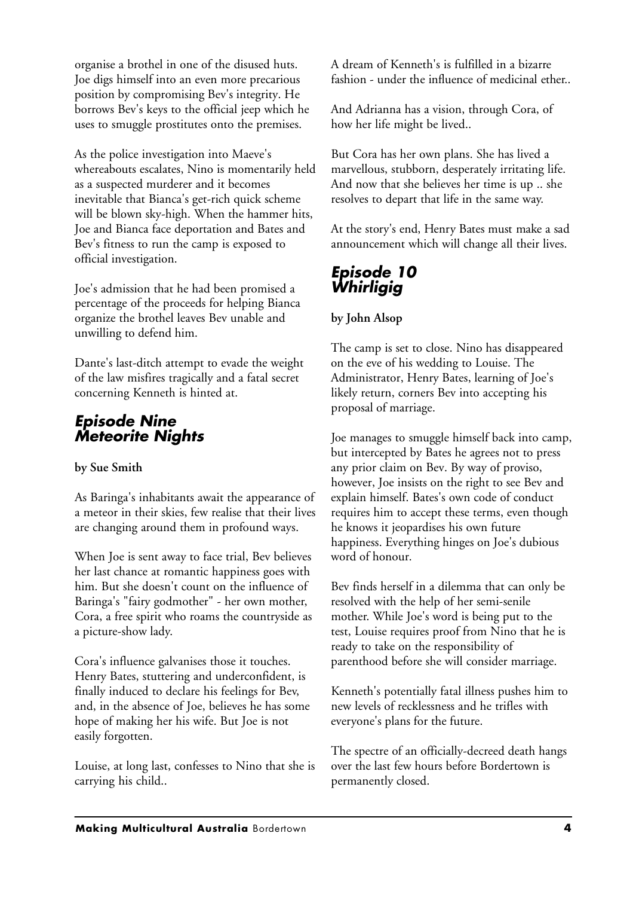organise a brothel in one of the disused huts. Joe digs himself into an even more precarious position by compromising Bev's integrity. He borrows Bev's keys to the official jeep which he uses to smuggle prostitutes onto the premises.

As the police investigation into Maeve's whereabouts escalates, Nino is momentarily held as a suspected murderer and it becomes inevitable that Bianca's get-rich quick scheme will be blown sky-high. When the hammer hits, Joe and Bianca face deportation and Bates and Bev's fitness to run the camp is exposed to official investigation.

Joe's admission that he had been promised a percentage of the proceeds for helping Bianca organize the brothel leaves Bev unable and unwilling to defend him.

Dante's last-ditch attempt to evade the weight of the law misfires tragically and a fatal secret concerning Kenneth is hinted at.

## *Episode Nine Meteorite Nights*

**by Sue Smith**

As Baringa's inhabitants await the appearance of a meteor in their skies, few realise that their lives are changing around them in profound ways.

When Joe is sent away to face trial, Bev believes her last chance at romantic happiness goes with him. But she doesn't count on the influence of Baringa's "fairy godmother" - her own mother, Cora, a free spirit who roams the countryside as a picture-show lady.

Cora's influence galvanises those it touches. Henry Bates, stuttering and underconfident, is finally induced to declare his feelings for Bev, and, in the absence of Joe, believes he has some hope of making her his wife. But Joe is not easily forgotten.

Louise, at long last, confesses to Nino that she is carrying his child..

A dream of Kenneth's is fulfilled in a bizarre fashion - under the influence of medicinal ether..

And Adrianna has a vision, through Cora, of how her life might be lived..

But Cora has her own plans. She has lived a marvellous, stubborn, desperately irritating life. And now that she believes her time is up .. she resolves to depart that life in the same way.

At the story's end, Henry Bates must make a sad announcement which will change all their lives.

## *Episode 10 Whirligig*

**by John Alsop**

The camp is set to close. Nino has disappeared on the eve of his wedding to Louise. The Administrator, Henry Bates, learning of Joe's likely return, corners Bev into accepting his proposal of marriage.

Joe manages to smuggle himself back into camp, but intercepted by Bates he agrees not to press any prior claim on Bev. By way of proviso, however, Joe insists on the right to see Bev and explain himself. Bates's own code of conduct requires him to accept these terms, even though he knows it jeopardises his own future happiness. Everything hinges on Joe's dubious word of honour.

Bev finds herself in a dilemma that can only be resolved with the help of her semi-senile mother. While Joe's word is being put to the test, Louise requires proof from Nino that he is ready to take on the responsibility of parenthood before she will consider marriage.

Kenneth's potentially fatal illness pushes him to new levels of recklessness and he trifles with everyone's plans for the future.

The spectre of an officially-decreed death hangs over the last few hours before Bordertown is permanently closed.